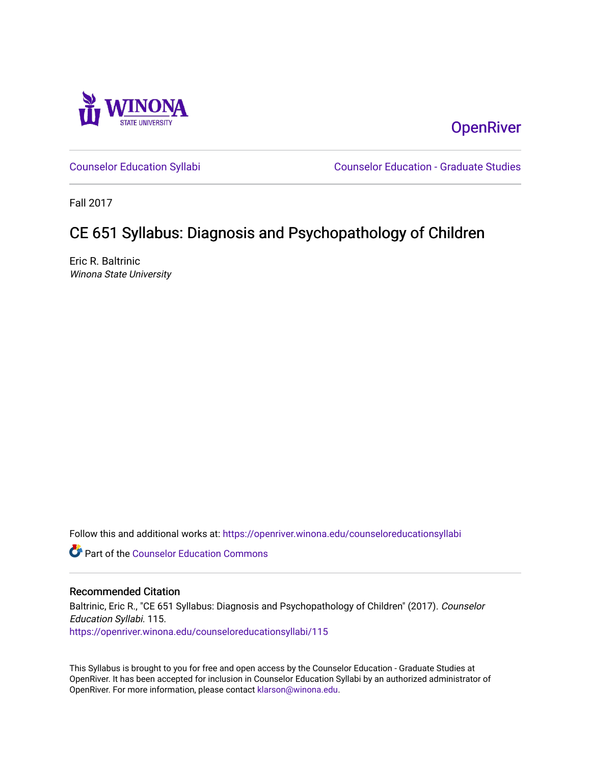Winona State University

OpenRiver

Counselor Education Syllabi | Counselor Education - Graduate Studies

Fall 2017

# CE 651 Syllabus: Diagnosis and Psychopathology of Children

Eric R. Baltrinic
*Winona State University*

Follow this and additional works at: https://openriver.winona.edu/counseloreducationsyllabi

Part of the Counselor Education Commons

## Recommended Citation

Baltrinic, Eric R., "CE 651 Syllabus: Diagnosis and Psychopathology of Children" (2017). *Counselor Education Syllabi*. 115.
https://openriver.winona.edu/counseloreducationsyllabi/115

This Syllabus is brought to you for free and open access by the Counselor Education - Graduate Studies at OpenRiver. It has been accepted for inclusion in Counselor Education Syllabi by an authorized administrator of OpenRiver. For more information, please contact klarson@winona.edu.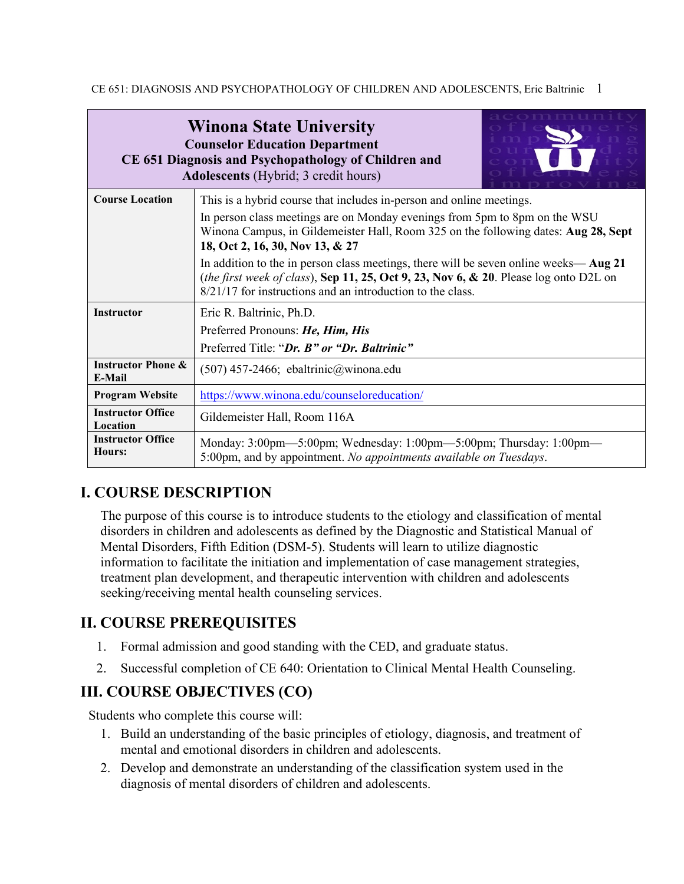| **Winona State University**<br>**Counselor Education Department**<br>**CE 651 Diagnosis and Psychopathology of Children and Adolescents** (Hybrid; 3 credit hours) | |
|---|---|
| **Course Location** | This is a hybrid course that includes in-person and online meetings.<br>In person class meetings are on Monday evenings from 5pm to 8pm on the WSU Winona Campus, in Gildemeister Hall, Room 325 on the following dates: **Aug 28, Sept 18, Oct 2, 16, 30, Nov 13, & 27**<br>In addition to the in person class meetings, there will be seven online weeks— **Aug 21** (*the first week of class*), **Sep 11, 25, Oct 9, 23, Nov 6, & 20**. Please log onto D2L on 8/21/17 for instructions and an introduction to the class. |
| **Instructor** | Eric R. Baltrinic, Ph.D.<br>Preferred Pronouns: ***He, Him, His***<br>Preferred Title: "***Dr. B" or "Dr. Baltrinic"*** |
| **Instructor Phone & E-Mail** | (507) 457-2466; ebaltrinic@winona.edu |
| **Program Website** | https://www.winona.edu/counseloreducation/ |
| **Instructor Office Location** | Gildemeister Hall, Room 116A |
| **Instructor Office Hours:** | Monday: 3:00pm—5:00pm; Wednesday: 1:00pm—5:00pm; Thursday: 1:00pm—5:00pm, and by appointment. *No appointments available on Tuesdays*. |

## I. COURSE DESCRIPTION

The purpose of this course is to introduce students to the etiology and classification of mental disorders in children and adolescents as defined by the Diagnostic and Statistical Manual of Mental Disorders, Fifth Edition (DSM-5). Students will learn to utilize diagnostic information to facilitate the initiation and implementation of case management strategies, treatment plan development, and therapeutic intervention with children and adolescents seeking/receiving mental health counseling services.

## II. COURSE PREREQUISITES

1. Formal admission and good standing with the CED, and graduate status.
2. Successful completion of CE 640: Orientation to Clinical Mental Health Counseling.

## III. COURSE OBJECTIVES (CO)

Students who complete this course will:

1. Build an understanding of the basic principles of etiology, diagnosis, and treatment of mental and emotional disorders in children and adolescents.
2. Develop and demonstrate an understanding of the classification system used in the diagnosis of mental disorders of children and adolescents.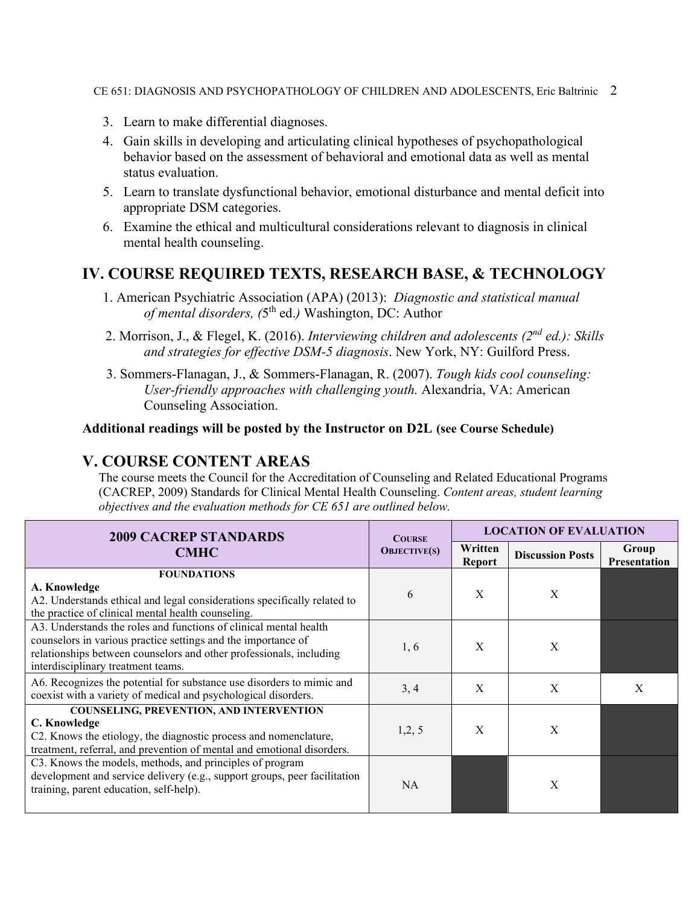3. Learn to make differential diagnoses.
4. Gain skills in developing and articulating clinical hypotheses of psychopathological behavior based on the assessment of behavioral and emotional data as well as mental status evaluation.
5. Learn to translate dysfunctional behavior, emotional disturbance and mental deficit into appropriate DSM categories.
6. Examine the ethical and multicultural considerations relevant to diagnosis in clinical mental health counseling.

## IV. COURSE REQUIRED TEXTS, RESEARCH BASE, & TECHNOLOGY

1. American Psychiatric Association (APA) (2013): *Diagnostic and statistical manual of mental disorders, (*5th ed.*)* Washington, DC: Author
2. Morrison, J., & Flegel, K. (2016). *Interviewing children and adolescents (2nd ed.): Skills and strategies for effective DSM-5 diagnosis*. New York, NY: Guilford Press.
3. Sommers-Flanagan, J., & Sommers-Flanagan, R. (2007). *Tough kids cool counseling: User-friendly approaches with challenging youth.* Alexandria, VA: American Counseling Association.

**Additional readings will be posted by the Instructor on D2L (see Course Schedule)**

## V. COURSE CONTENT AREAS

The course meets the Council for the Accreditation of Counseling and Related Educational Programs (CACREP, 2009) Standards for Clinical Mental Health Counseling. *Content areas, student learning objectives and the evaluation methods for CE 651 are outlined below.*

| 2009 CACREP STANDARDS CMHC | COURSE OBJECTIVE(S) | LOCATION OF EVALUATION | | |
|---|---|---|---|---|
| | | Written Report | Discussion Posts | Group Presentation |
| **FOUNDATIONS**<br>**A. Knowledge**<br>A2. Understands ethical and legal considerations specifically related to the practice of clinical mental health counseling. | 6 | X | X | |
| A3. Understands the roles and functions of clinical mental health counselors in various practice settings and the importance of relationships between counselors and other professionals, including interdisciplinary treatment teams. | 1, 6 | X | X | |
| A6. Recognizes the potential for substance use disorders to mimic and coexist with a variety of medical and psychological disorders. | 3, 4 | X | X | X |
| **COUNSELING, PREVENTION, AND INTERVENTION**<br>**C. Knowledge**<br>C2. Knows the etiology, the diagnostic process and nomenclature, treatment, referral, and prevention of mental and emotional disorders. | 1,2, 5 | X | X | |
| C3. Knows the models, methods, and principles of program development and service delivery (e.g., support groups, peer facilitation training, parent education, self-help). | NA | | X | |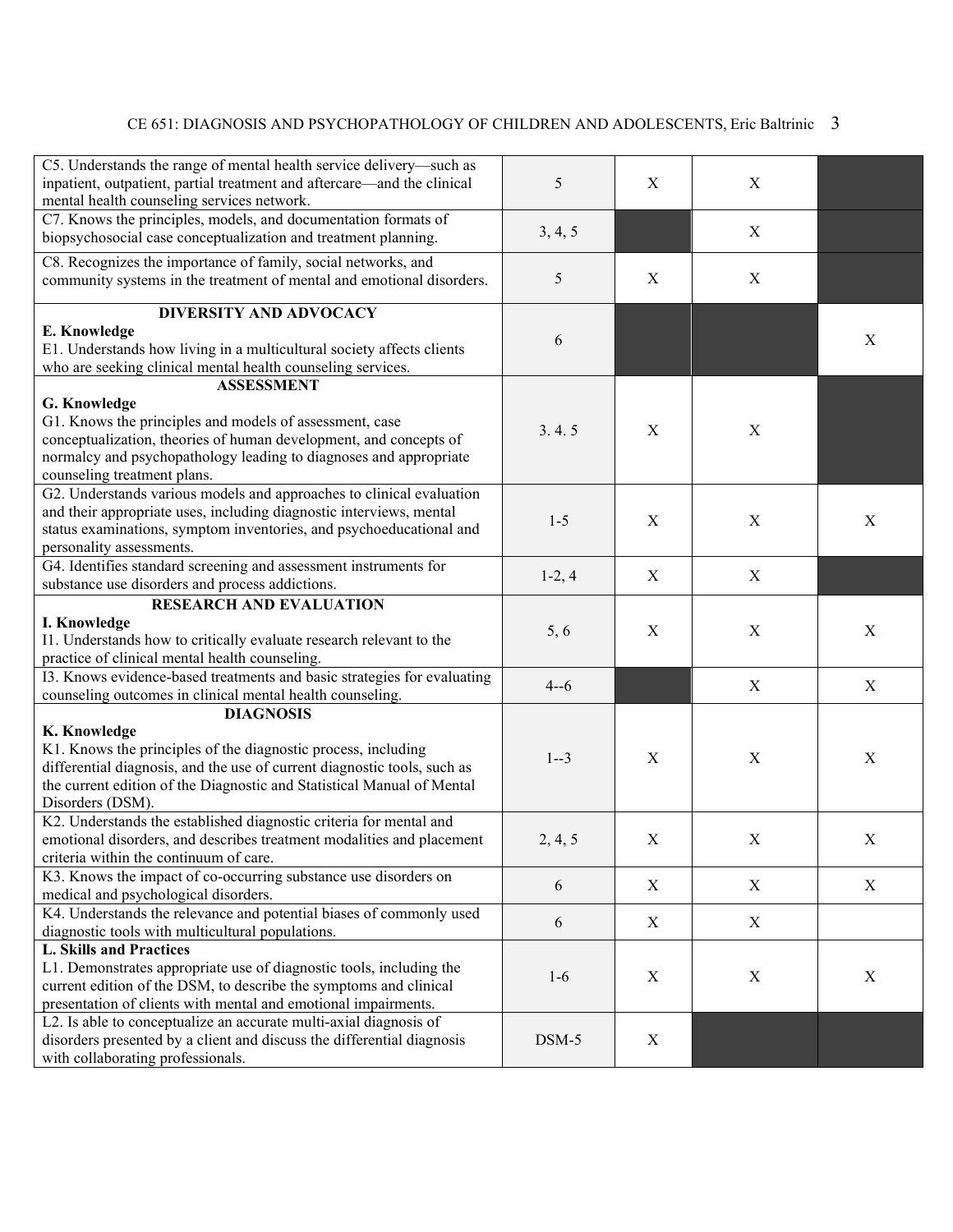| | | | | |
|---|---|---|---|---|
| C5. Understands the range of mental health service delivery—such as inpatient, outpatient, partial treatment and aftercare—and the clinical mental health counseling services network. | 5 | X | X | |
| C7. Knows the principles, models, and documentation formats of biopsychosocial case conceptualization and treatment planning. | 3, 4, 5 | | X | |
| C8. Recognizes the importance of family, social networks, and community systems in the treatment of mental and emotional disorders. | 5 | X | X | |
| **DIVERSITY AND ADVOCACY** **E. Knowledge** E1. Understands how living in a multicultural society affects clients who are seeking clinical mental health counseling services. | 6 | | | X |
| **ASSESSMENT** **G. Knowledge** G1. Knows the principles and models of assessment, case conceptualization, theories of human development, and concepts of normalcy and psychopathology leading to diagnoses and appropriate counseling treatment plans. | 3. 4. 5 | X | X | |
| G2. Understands various models and approaches to clinical evaluation and their appropriate uses, including diagnostic interviews, mental status examinations, symptom inventories, and psychoeducational and personality assessments. | 1-5 | X | X | X |
| G4. Identifies standard screening and assessment instruments for substance use disorders and process addictions. | 1-2, 4 | X | X | |
| **RESEARCH AND EVALUATION** **I. Knowledge** I1. Understands how to critically evaluate research relevant to the practice of clinical mental health counseling. | 5, 6 | X | X | X |
| I3. Knows evidence-based treatments and basic strategies for evaluating counseling outcomes in clinical mental health counseling. | 4--6 | | X | X |
| **DIAGNOSIS** **K. Knowledge** K1. Knows the principles of the diagnostic process, including differential diagnosis, and the use of current diagnostic tools, such as the current edition of the Diagnostic and Statistical Manual of Mental Disorders (DSM). | 1--3 | X | X | X |
| K2. Understands the established diagnostic criteria for mental and emotional disorders, and describes treatment modalities and placement criteria within the continuum of care. | 2, 4, 5 | X | X | X |
| K3. Knows the impact of co-occurring substance use disorders on medical and psychological disorders. | 6 | X | X | X |
| K4. Understands the relevance and potential biases of commonly used diagnostic tools with multicultural populations. | 6 | X | X | |
| **L. Skills and Practices** L1. Demonstrates appropriate use of diagnostic tools, including the current edition of the DSM, to describe the symptoms and clinical presentation of clients with mental and emotional impairments. | 1-6 | X | X | X |
| L2. Is able to conceptualize an accurate multi-axial diagnosis of disorders presented by a client and discuss the differential diagnosis with collaborating professionals. | DSM-5 | X | | |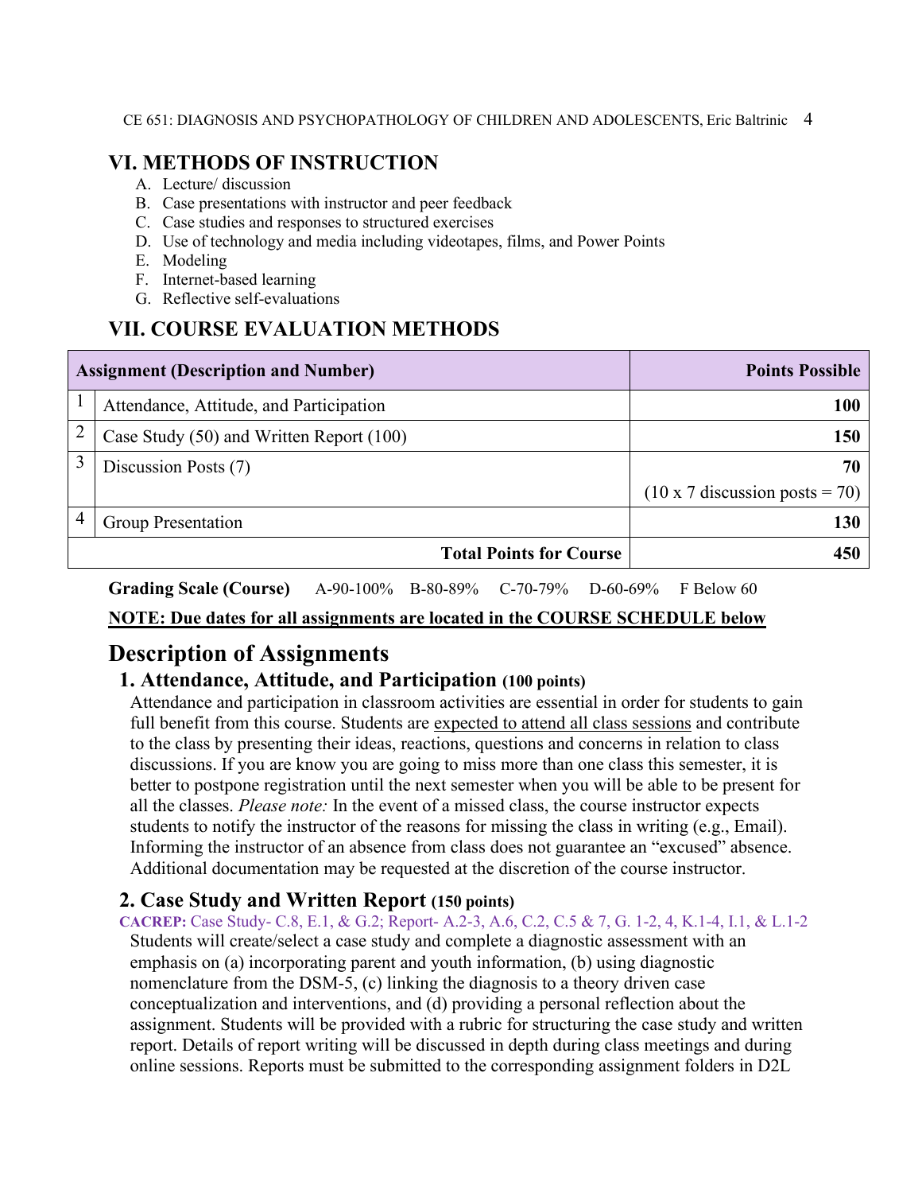## VI. METHODS OF INSTRUCTION

A. Lecture/ discussion
B. Case presentations with instructor and peer feedback
C. Case studies and responses to structured exercises
D. Use of technology and media including videotapes, films, and Power Points
E. Modeling
F. Internet-based learning
G. Reflective self-evaluations

## VII. COURSE EVALUATION METHODS

| | Assignment (Description and Number) | Points Possible |
|---|---|---|
| 1 | Attendance, Attitude, and Participation | **100** |
| 2 | Case Study (50) and Written Report (100) | **150** |
| 3 | Discussion Posts (7) | **70** (10 x 7 discussion posts = 70) |
| 4 | Group Presentation | **130** |
| | **Total Points for Course** | **450** |

**Grading Scale (Course)** A-90-100% B-80-89% C-70-79% D-60-69% F Below 60

**NOTE: Due dates for all assignments are located in the COURSE SCHEDULE below**

# Description of Assignments

### 1. Attendance, Attitude, and Participation (100 points)

Attendance and participation in classroom activities are essential in order for students to gain full benefit from this course. Students are expected to attend all class sessions and contribute to the class by presenting their ideas, reactions, questions and concerns in relation to class discussions. If you are know you are going to miss more than one class this semester, it is better to postpone registration until the next semester when you will be able to be present for all the classes. *Please note:* In the event of a missed class, the course instructor expects students to notify the instructor of the reasons for missing the class in writing (e.g., Email). Informing the instructor of an absence from class does not guarantee an "excused" absence. Additional documentation may be requested at the discretion of the course instructor.

### 2. Case Study and Written Report (150 points)

**CACREP:** Case Study- C.8, E.1, & G.2; Report- A.2-3, A.6, C.2, C.5 & 7, G. 1-2, 4, K.1-4, I.1, & L.1-2

Students will create/select a case study and complete a diagnostic assessment with an emphasis on (a) incorporating parent and youth information, (b) using diagnostic nomenclature from the DSM-5, (c) linking the diagnosis to a theory driven case conceptualization and interventions, and (d) providing a personal reflection about the assignment. Students will be provided with a rubric for structuring the case study and written report. Details of report writing will be discussed in depth during class meetings and during online sessions. Reports must be submitted to the corresponding assignment folders in D2L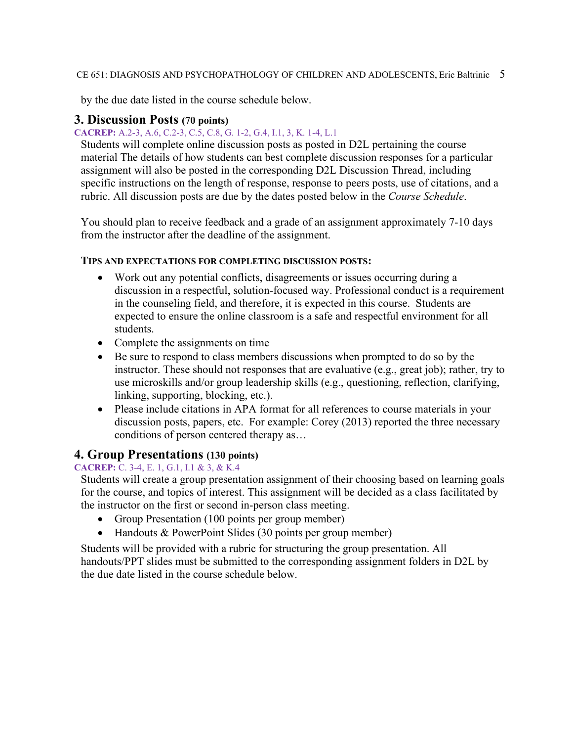by the due date listed in the course schedule below.

## 3. Discussion Posts (70 points)

**CACREP:** A.2-3, A.6, C.2-3, C.5, C.8, G. 1-2, G.4, I.1, 3, K. 1-4, L.1

Students will complete online discussion posts as posted in D2L pertaining the course material The details of how students can best complete discussion responses for a particular assignment will also be posted in the corresponding D2L Discussion Thread, including specific instructions on the length of response, response to peers posts, use of citations, and a rubric. All discussion posts are due by the dates posted below in the *Course Schedule*.

You should plan to receive feedback and a grade of an assignment approximately 7-10 days from the instructor after the deadline of the assignment.

**TIPS AND EXPECTATIONS FOR COMPLETING DISCUSSION POSTS:**

- Work out any potential conflicts, disagreements or issues occurring during a discussion in a respectful, solution-focused way. Professional conduct is a requirement in the counseling field, and therefore, it is expected in this course. Students are expected to ensure the online classroom is a safe and respectful environment for all students.
- Complete the assignments on time
- Be sure to respond to class members discussions when prompted to do so by the instructor. These should not responses that are evaluative (e.g., great job); rather, try to use microskills and/or group leadership skills (e.g., questioning, reflection, clarifying, linking, supporting, blocking, etc.).
- Please include citations in APA format for all references to course materials in your discussion posts, papers, etc. For example: Corey (2013) reported the three necessary conditions of person centered therapy as…

## 4. Group Presentations (130 points)

**CACREP:** C. 3-4, E. 1, G.1, I.1 & 3, & K.4

Students will create a group presentation assignment of their choosing based on learning goals for the course, and topics of interest. This assignment will be decided as a class facilitated by the instructor on the first or second in-person class meeting.

- Group Presentation (100 points per group member)
- Handouts & PowerPoint Slides (30 points per group member)

Students will be provided with a rubric for structuring the group presentation. All handouts/PPT slides must be submitted to the corresponding assignment folders in D2L by the due date listed in the course schedule below.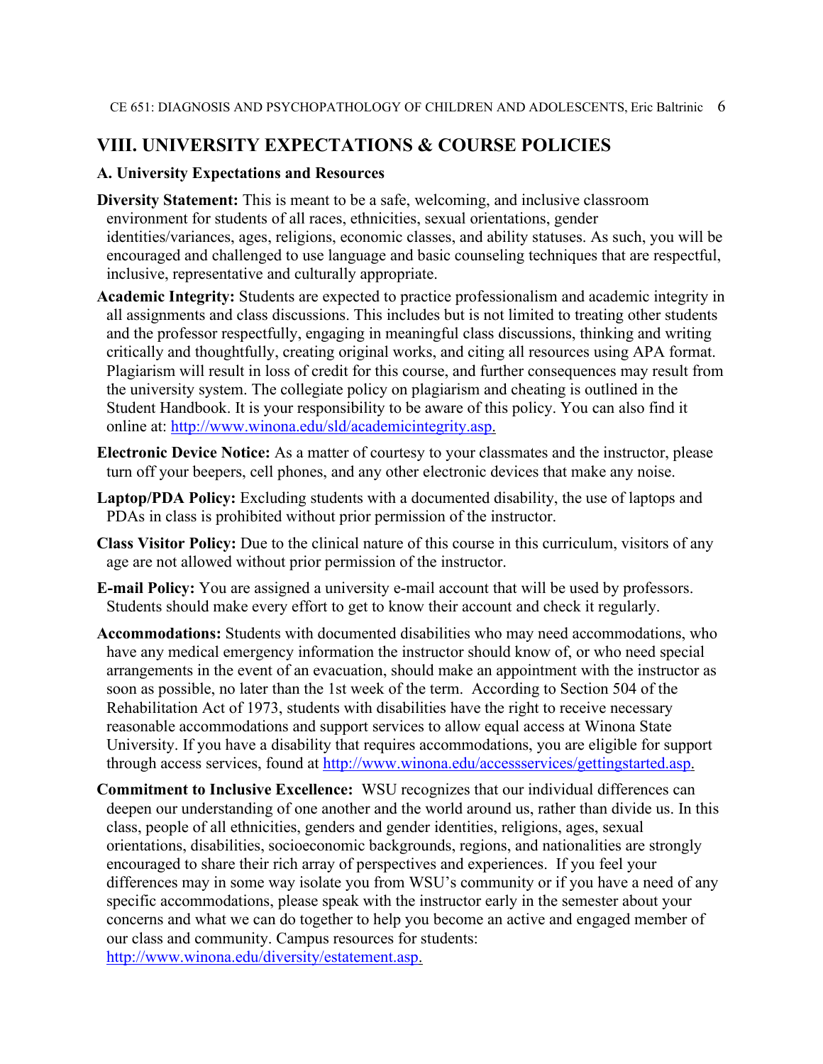## VIII. UNIVERSITY EXPECTATIONS & COURSE POLICIES

### A. University Expectations and Resources

**Diversity Statement:** This is meant to be a safe, welcoming, and inclusive classroom environment for students of all races, ethnicities, sexual orientations, gender identities/variances, ages, religions, economic classes, and ability statuses. As such, you will be encouraged and challenged to use language and basic counseling techniques that are respectful, inclusive, representative and culturally appropriate.

**Academic Integrity:** Students are expected to practice professionalism and academic integrity in all assignments and class discussions. This includes but is not limited to treating other students and the professor respectfully, engaging in meaningful class discussions, thinking and writing critically and thoughtfully, creating original works, and citing all resources using APA format. Plagiarism will result in loss of credit for this course, and further consequences may result from the university system. The collegiate policy on plagiarism and cheating is outlined in the Student Handbook. It is your responsibility to be aware of this policy. You can also find it online at: http://www.winona.edu/sld/academicintegrity.asp.

**Electronic Device Notice:** As a matter of courtesy to your classmates and the instructor, please turn off your beepers, cell phones, and any other electronic devices that make any noise.

**Laptop/PDA Policy:** Excluding students with a documented disability, the use of laptops and PDAs in class is prohibited without prior permission of the instructor.

**Class Visitor Policy:** Due to the clinical nature of this course in this curriculum, visitors of any age are not allowed without prior permission of the instructor.

**E-mail Policy:** You are assigned a university e-mail account that will be used by professors. Students should make every effort to get to know their account and check it regularly.

**Accommodations:** Students with documented disabilities who may need accommodations, who have any medical emergency information the instructor should know of, or who need special arrangements in the event of an evacuation, should make an appointment with the instructor as soon as possible, no later than the 1st week of the term. According to Section 504 of the Rehabilitation Act of 1973, students with disabilities have the right to receive necessary reasonable accommodations and support services to allow equal access at Winona State University. If you have a disability that requires accommodations, you are eligible for support through access services, found at http://www.winona.edu/accessservices/gettingstarted.asp.

**Commitment to Inclusive Excellence:** WSU recognizes that our individual differences can deepen our understanding of one another and the world around us, rather than divide us. In this class, people of all ethnicities, genders and gender identities, religions, ages, sexual orientations, disabilities, socioeconomic backgrounds, regions, and nationalities are strongly encouraged to share their rich array of perspectives and experiences. If you feel your differences may in some way isolate you from WSU's community or if you have a need of any specific accommodations, please speak with the instructor early in the semester about your concerns and what we can do together to help you become an active and engaged member of our class and community. Campus resources for students: http://www.winona.edu/diversity/estatement.asp.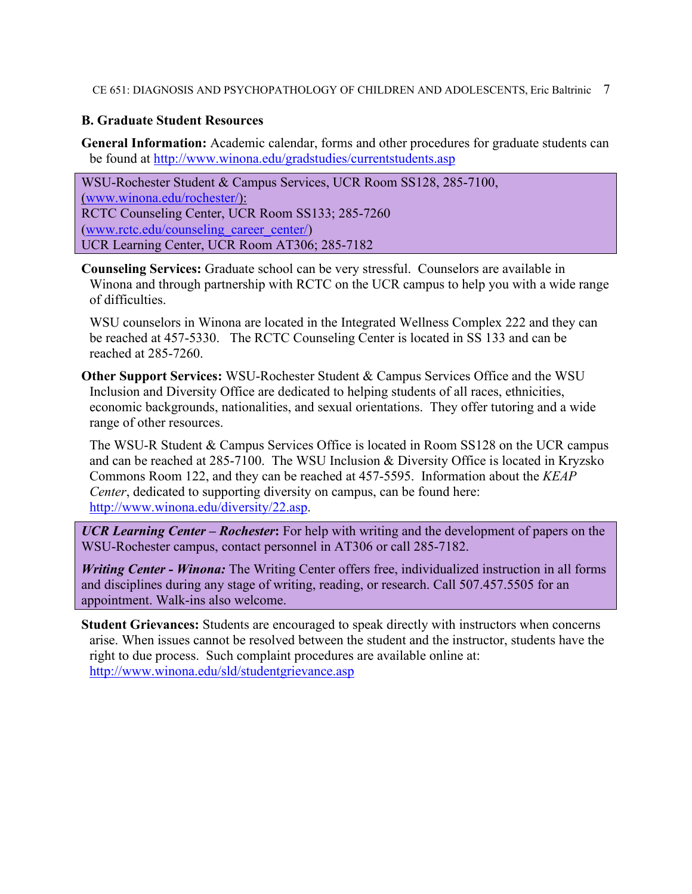### B. Graduate Student Resources

**General Information:** Academic calendar, forms and other procedures for graduate students can be found at http://www.winona.edu/gradstudies/currentstudents.asp

WSU-Rochester Student & Campus Services, UCR Room SS128, 285-7100, (www.winona.edu/rochester/):
RCTC Counseling Center, UCR Room SS133; 285-7260 (www.rctc.edu/counseling_career_center/)
UCR Learning Center, UCR Room AT306; 285-7182

**Counseling Services:** Graduate school can be very stressful. Counselors are available in Winona and through partnership with RCTC on the UCR campus to help you with a wide range of difficulties.

WSU counselors in Winona are located in the Integrated Wellness Complex 222 and they can be reached at 457-5330. The RCTC Counseling Center is located in SS 133 and can be reached at 285-7260.

**Other Support Services:** WSU-Rochester Student & Campus Services Office and the WSU Inclusion and Diversity Office are dedicated to helping students of all races, ethnicities, economic backgrounds, nationalities, and sexual orientations. They offer tutoring and a wide range of other resources.

The WSU-R Student & Campus Services Office is located in Room SS128 on the UCR campus and can be reached at 285-7100. The WSU Inclusion & Diversity Office is located in Kryzsko Commons Room 122, and they can be reached at 457-5595. Information about the *KEAP Center*, dedicated to supporting diversity on campus, can be found here: http://www.winona.edu/diversity/22.asp.

***UCR Learning Center – Rochester*:** For help with writing and the development of papers on the WSU-Rochester campus, contact personnel in AT306 or call 285-7182.

***Writing Center - Winona:*** The Writing Center offers free, individualized instruction in all forms and disciplines during any stage of writing, reading, or research. Call 507.457.5505 for an appointment. Walk-ins also welcome.

**Student Grievances:** Students are encouraged to speak directly with instructors when concerns arise. When issues cannot be resolved between the student and the instructor, students have the right to due process. Such complaint procedures are available online at: http://www.winona.edu/sld/studentgrievance.asp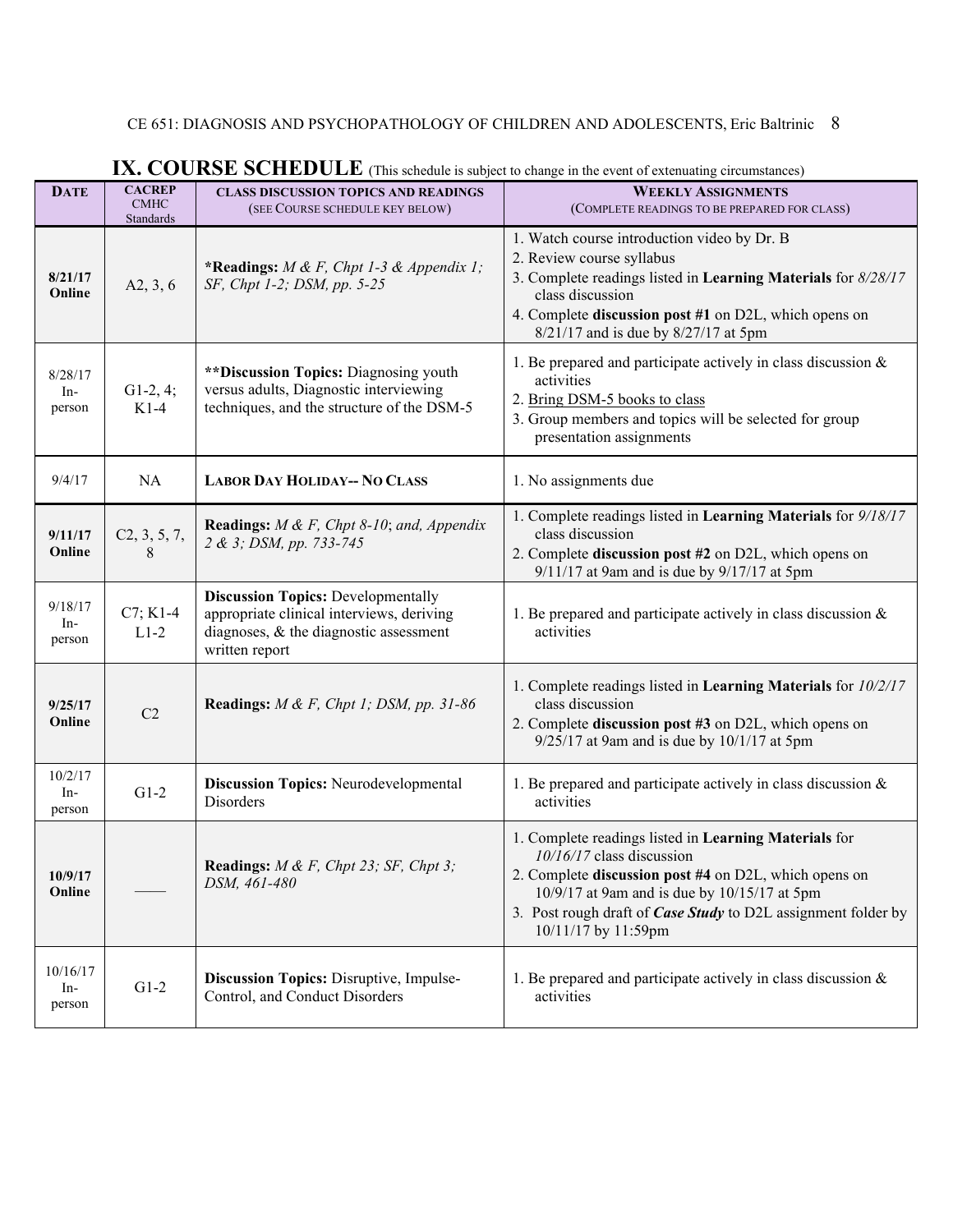## IX. COURSE SCHEDULE (This schedule is subject to change in the event of extenuating circumstances)

| DATE | CACREP CMHC Standards | CLASS DISCUSSION TOPICS AND READINGS (SEE COURSE SCHEDULE KEY BELOW) | WEEKLY ASSIGNMENTS (COMPLETE READINGS TO BE PREPARED FOR CLASS) |
|---|---|---|---|
| **8/21/17 Online** | A2, 3, 6 | ***Readings:** *M & F, Chpt 1-3 & Appendix 1; SF, Chpt 1-2; DSM, pp. 5-25* | 1. Watch course introduction video by Dr. B<br>2. Review course syllabus<br>3. Complete readings listed in **Learning Materials** for *8/28/17* class discussion<br>4. Complete **discussion post #1** on D2L, which opens on 8/21/17 and is due by 8/27/17 at 5pm |
| 8/28/17 In-person | G1-2, 4; K1-4 | ****Discussion Topics:** Diagnosing youth versus adults, Diagnostic interviewing techniques, and the structure of the DSM-5 | 1. Be prepared and participate actively in class discussion & activities<br>2. Bring DSM-5 books to class<br>3. Group members and topics will be selected for group presentation assignments |
| 9/4/17 | NA | **LABOR DAY HOLIDAY-- NO CLASS** | 1. No assignments due |
| **9/11/17 Online** | C2, 3, 5, 7, 8 | **Readings:** *M & F, Chpt 8-10*; *and, Appendix 2 & 3; DSM, pp. 733-745* | 1. Complete readings listed in **Learning Materials** for *9/18/17* class discussion<br>2. Complete **discussion post #2** on D2L, which opens on 9/11/17 at 9am and is due by 9/17/17 at 5pm |
| 9/18/17 In-person | C7; K1-4 L1-2 | **Discussion Topics:** Developmentally appropriate clinical interviews, deriving diagnoses, & the diagnostic assessment written report | 1. Be prepared and participate actively in class discussion & activities |
| **9/25/17 Online** | C2 | **Readings:** *M & F, Chpt 1; DSM, pp. 31-86* | 1. Complete readings listed in **Learning Materials** for *10/2/17* class discussion<br>2. Complete **discussion post #3** on D2L, which opens on 9/25/17 at 9am and is due by 10/1/17 at 5pm |
| 10/2/17 In-person | G1-2 | **Discussion Topics:** Neurodevelopmental Disorders | 1. Be prepared and participate actively in class discussion & activities |
| **10/9/17 Online** | —— | **Readings:** *M & F, Chpt 23; SF, Chpt 3; DSM, 461-480* | 1. Complete readings listed in **Learning Materials** for *10/16/17* class discussion<br>2. Complete **discussion post #4** on D2L, which opens on 10/9/17 at 9am and is due by 10/15/17 at 5pm<br>3. Post rough draft of ***Case Study*** to D2L assignment folder by 10/11/17 by 11:59pm |
| 10/16/17 In-person | G1-2 | **Discussion Topics:** Disruptive, Impulse-Control, and Conduct Disorders | 1. Be prepared and participate actively in class discussion & activities |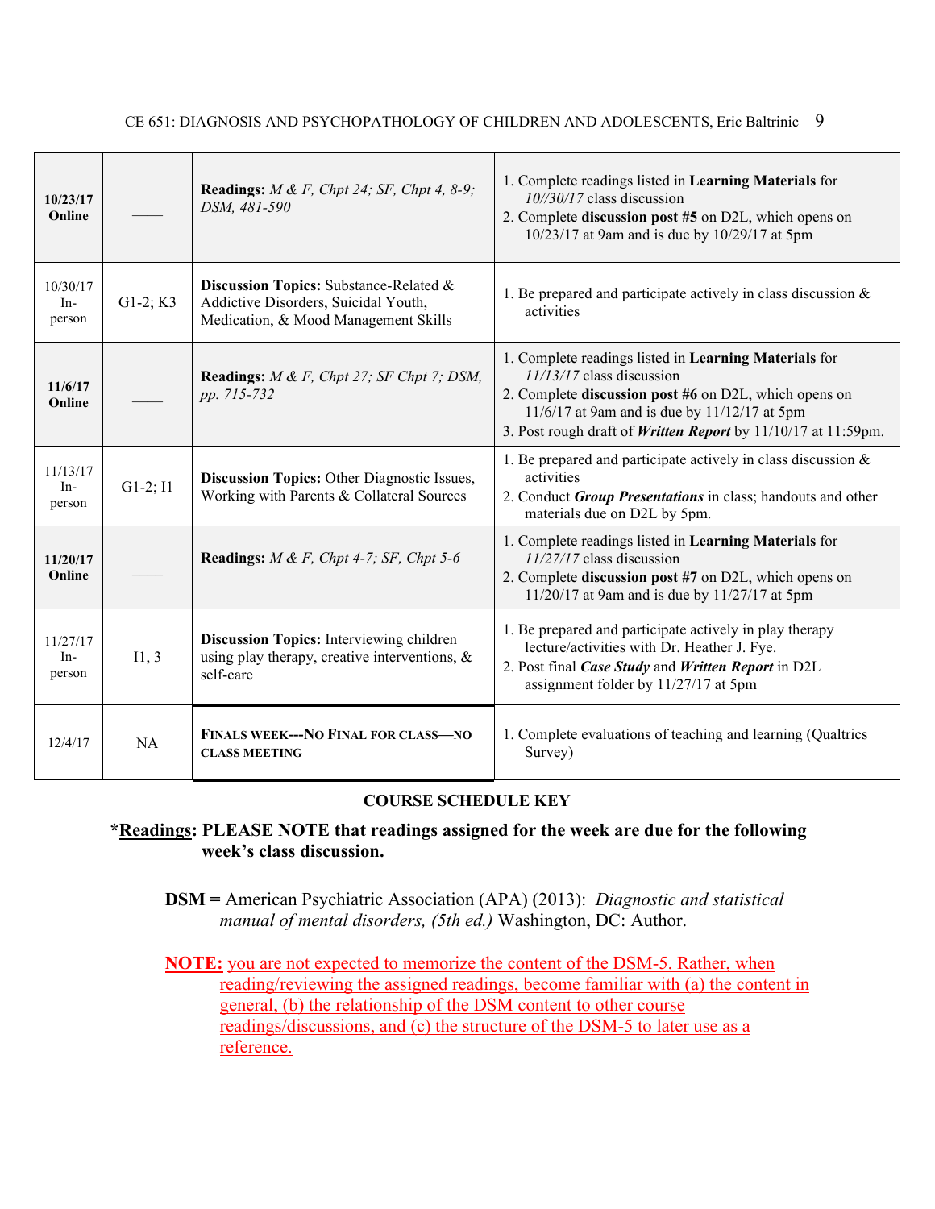| | | | |
|---|---|---|---|
| **10/23/17 Online** | —— | **Readings:** *M & F, Chpt 24; SF, Chpt 4, 8-9; DSM, 481-590* | 1. Complete readings listed in **Learning Materials** for *10//30/17* class discussion<br>2. Complete **discussion post #5** on D2L, which opens on 10/23/17 at 9am and is due by 10/29/17 at 5pm |
| 10/30/17 In-person | G1-2; K3 | **Discussion Topics:** Substance-Related & Addictive Disorders, Suicidal Youth, Medication, & Mood Management Skills | 1. Be prepared and participate actively in class discussion & activities |
| **11/6/17 Online** | —— | **Readings:** *M & F, Chpt 27; SF Chpt 7; DSM, pp. 715-732* | 1. Complete readings listed in **Learning Materials** for *11/13/17* class discussion<br>2. Complete **discussion post #6** on D2L, which opens on 11/6/17 at 9am and is due by 11/12/17 at 5pm<br>3. Post rough draft of ***Written Report*** by 11/10/17 at 11:59pm. |
| 11/13/17 In-person | G1-2; I1 | **Discussion Topics:** Other Diagnostic Issues, Working with Parents & Collateral Sources | 1. Be prepared and participate actively in class discussion & activities<br>2. Conduct ***Group Presentations*** in class; handouts and other materials due on D2L by 5pm. |
| **11/20/17 Online** | —— | **Readings:** *M & F, Chpt 4-7; SF, Chpt 5-6* | 1. Complete readings listed in **Learning Materials** for *11/27/17* class discussion<br>2. Complete **discussion post #7** on D2L, which opens on 11/20/17 at 9am and is due by 11/27/17 at 5pm |
| 11/27/17 In-person | I1, 3 | **Discussion Topics:** Interviewing children using play therapy, creative interventions, & self-care | 1. Be prepared and participate actively in play therapy lecture/activities with Dr. Heather J. Fye.<br>2. Post final ***Case Study*** and ***Written Report*** in D2L assignment folder by 11/27/17 at 5pm |
| 12/4/17 | NA | **FINALS WEEK---NO FINAL FOR CLASS—NO CLASS MEETING** | 1. Complete evaluations of teaching and learning (Qualtrics Survey) |

**COURSE SCHEDULE KEY**

**\*<u>Readings</u>: PLEASE NOTE that readings assigned for the week are due for the following week's class discussion.**

**DSM =** American Psychiatric Association (APA) (2013): *Diagnostic and statistical manual of mental disorders, (5th ed.)* Washington, DC: Author.

<u>**NOTE:** you are not expected to memorize the content of the DSM-5. Rather, when reading/reviewing the assigned readings, become familiar with (a) the content in general, (b) the relationship of the DSM content to other course readings/discussions, and (c) the structure of the DSM-5 to later use as a reference.</u>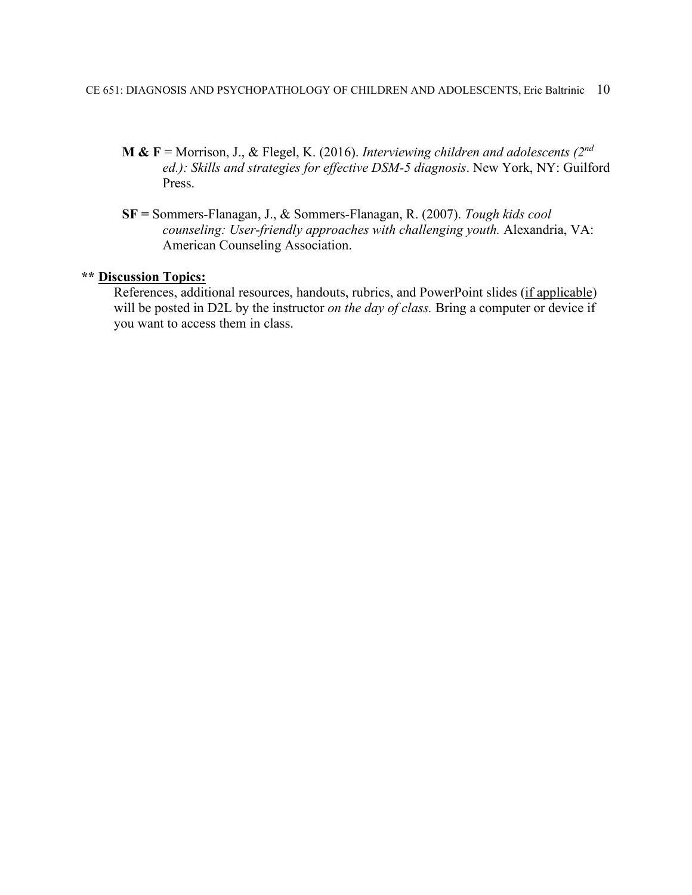**M & F** = Morrison, J., & Flegel, K. (2016). *Interviewing children and adolescents (2nd ed.): Skills and strategies for effective DSM-5 diagnosis*. New York, NY: Guilford Press.

**SF =** Sommers-Flanagan, J., & Sommers-Flanagan, R. (2007). *Tough kids cool counseling: User-friendly approaches with challenging youth.* Alexandria, VA: American Counseling Association.

**\*\* <u>Discussion Topics:</u>**

References, additional resources, handouts, rubrics, and PowerPoint slides (<u>if applicable</u>) will be posted in D2L by the instructor *on the day of class.* Bring a computer or device if you want to access them in class.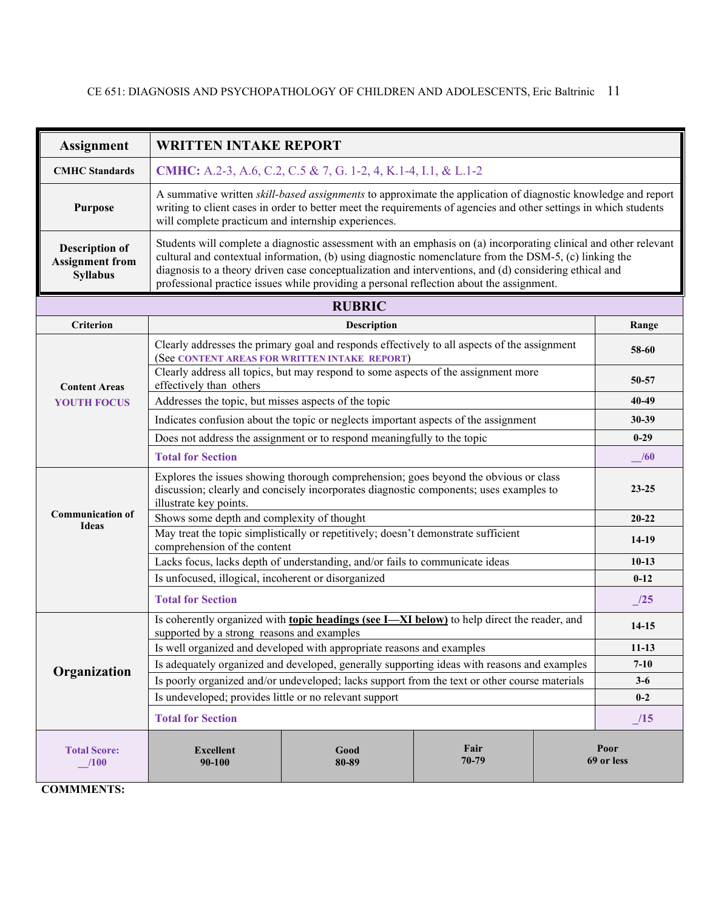| Assignment | WRITTEN INTAKE REPORT |
|---|---|
| CMHC Standards | **CMHC:** A.2-3, A.6, C.2, C.5 & 7, G. 1-2, 4, K.1-4, I.1, & L.1-2 |
| Purpose | A summative written *skill-based assignments* to approximate the application of diagnostic knowledge and report writing to client cases in order to better meet the requirements of agencies and other settings in which students will complete practicum and internship experiences. |
| Description of Assignment from Syllabus | Students will complete a diagnostic assessment with an emphasis on (a) incorporating clinical and other relevant cultural and contextual information, (b) using diagnostic nomenclature from the DSM-5, (c) linking the diagnosis to a theory driven case conceptualization and interventions, and (d) considering ethical and professional practice issues while providing a personal reflection about the assignment. |

## RUBRIC

| Criterion | Description | Range |
|---|---|---|
| Content Areas YOUTH FOCUS | Clearly addresses the primary goal and responds effectively to all aspects of the assignment (See CONTENT AREAS FOR WRITTEN INTAKE REPORT) | 58-60 |
| | Clearly address all topics, but may respond to some aspects of the assignment more effectively than others | 50-57 |
| | Addresses the topic, but misses aspects of the topic | 40-49 |
| | Indicates confusion about the topic or neglects important aspects of the assignment | 30-39 |
| | Does not address the assignment or to respond meaningfully to the topic | 0-29 |
| | **Total for Section** | __/60 |
| Communication of Ideas | Explores the issues showing thorough comprehension; goes beyond the obvious or class discussion; clearly and concisely incorporates diagnostic components; uses examples to illustrate key points. | 23-25 |
| | Shows some depth and complexity of thought | 20-22 |
| | May treat the topic simplistically or repetitively; doesn't demonstrate sufficient comprehension of the content | 14-19 |
| | Lacks focus, lacks depth of understanding, and/or fails to communicate ideas | 10-13 |
| | Is unfocused, illogical, incoherent or disorganized | 0-12 |
| | **Total for Section** | _/25 |
| Organization | Is coherently organized with **topic headings (see I—XI below)** to help direct the reader, and supported by a strong reasons and examples | 14-15 |
| | Is well organized and developed with appropriate reasons and examples | 11-13 |
| | Is adequately organized and developed, generally supporting ideas with reasons and examples | 7-10 |
| | Is poorly organized and/or undeveloped; lacks support from the text or other course materials | 3-6 |
| | Is undeveloped; provides little or no relevant support | 0-2 |
| | **Total for Section** | _/15 |

| Total Score: __/100 | Excellent 90-100 | Good 80-89 | Fair 70-79 | Poor 69 or less |
|---|---|---|---|---|

**COMMMENTS:**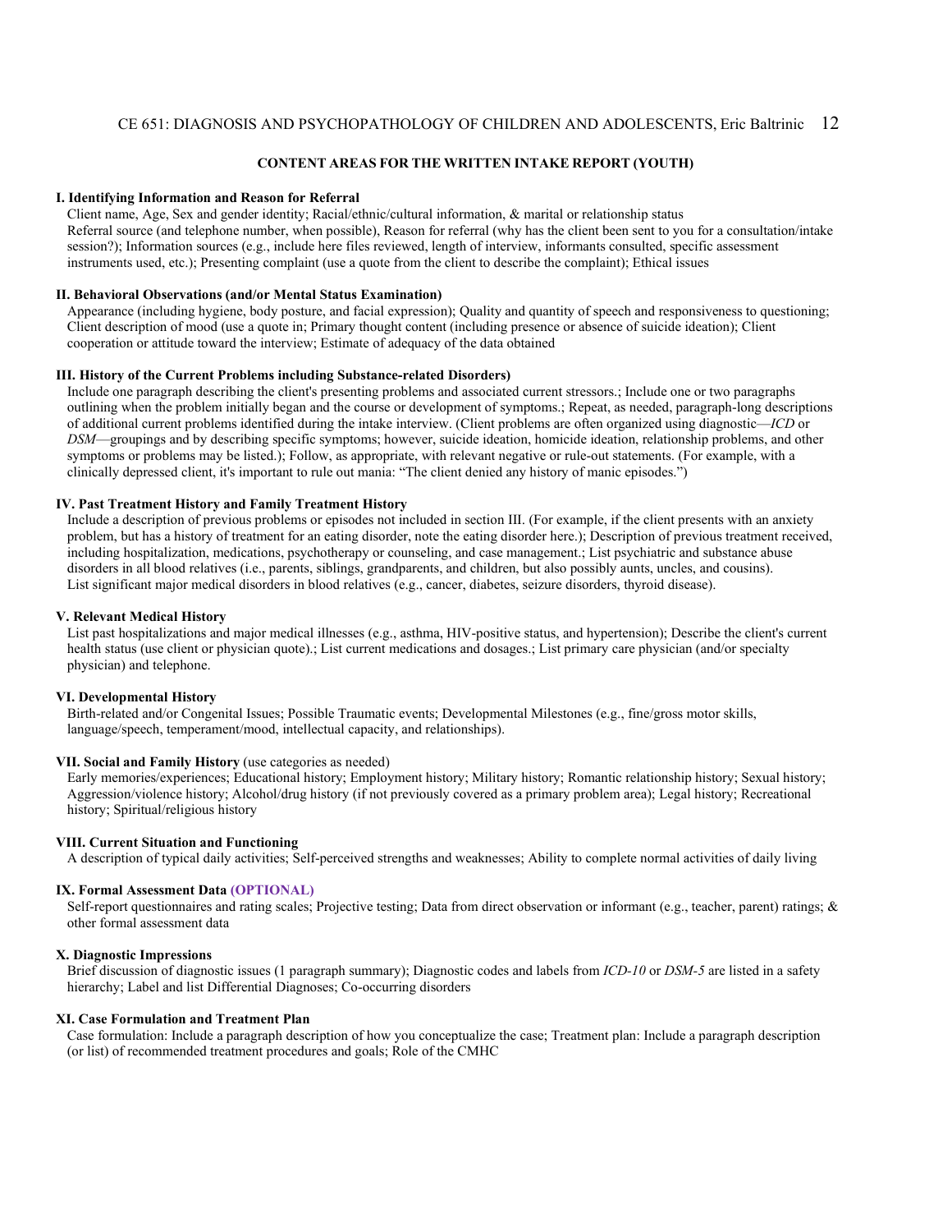## CONTENT AREAS FOR THE WRITTEN INTAKE REPORT (YOUTH)

**I. Identifying Information and Reason for Referral**

Client name, Age, Sex and gender identity; Racial/ethnic/cultural information, & marital or relationship status
Referral source (and telephone number, when possible), Reason for referral (why has the client been sent to you for a consultation/intake session?); Information sources (e.g., include here files reviewed, length of interview, informants consulted, specific assessment instruments used, etc.); Presenting complaint (use a quote from the client to describe the complaint); Ethical issues

**II. Behavioral Observations (and/or Mental Status Examination)**

Appearance (including hygiene, body posture, and facial expression); Quality and quantity of speech and responsiveness to questioning; Client description of mood (use a quote in; Primary thought content (including presence or absence of suicide ideation); Client cooperation or attitude toward the interview; Estimate of adequacy of the data obtained

**III. History of the Current Problems including Substance-related Disorders)**

Include one paragraph describing the client's presenting problems and associated current stressors.; Include one or two paragraphs outlining when the problem initially began and the course or development of symptoms.; Repeat, as needed, paragraph-long descriptions of additional current problems identified during the intake interview. (Client problems are often organized using diagnostic—*ICD* or *DSM*—groupings and by describing specific symptoms; however, suicide ideation, homicide ideation, relationship problems, and other symptoms or problems may be listed.); Follow, as appropriate, with relevant negative or rule-out statements. (For example, with a clinically depressed client, it's important to rule out mania: "The client denied any history of manic episodes.")

**IV. Past Treatment History and Family Treatment History**

Include a description of previous problems or episodes not included in section III. (For example, if the client presents with an anxiety problem, but has a history of treatment for an eating disorder, note the eating disorder here.); Description of previous treatment received, including hospitalization, medications, psychotherapy or counseling, and case management.; List psychiatric and substance abuse disorders in all blood relatives (i.e., parents, siblings, grandparents, and children, but also possibly aunts, uncles, and cousins).
List significant major medical disorders in blood relatives (e.g., cancer, diabetes, seizure disorders, thyroid disease).

**V. Relevant Medical History**

List past hospitalizations and major medical illnesses (e.g., asthma, HIV-positive status, and hypertension); Describe the client's current health status (use client or physician quote).; List current medications and dosages.; List primary care physician (and/or specialty physician) and telephone.

**VI. Developmental History**

Birth-related and/or Congenital Issues; Possible Traumatic events; Developmental Milestones (e.g., fine/gross motor skills, language/speech, temperament/mood, intellectual capacity, and relationships).

**VII. Social and Family History** (use categories as needed)

Early memories/experiences; Educational history; Employment history; Military history; Romantic relationship history; Sexual history; Aggression/violence history; Alcohol/drug history (if not previously covered as a primary problem area); Legal history; Recreational history; Spiritual/religious history

**VIII. Current Situation and Functioning**

A description of typical daily activities; Self-perceived strengths and weaknesses; Ability to complete normal activities of daily living

**IX. Formal Assessment Data (OPTIONAL)**

Self-report questionnaires and rating scales; Projective testing; Data from direct observation or informant (e.g., teacher, parent) ratings; & other formal assessment data

**X. Diagnostic Impressions**

Brief discussion of diagnostic issues (1 paragraph summary); Diagnostic codes and labels from *ICD-10* or *DSM-5* are listed in a safety hierarchy; Label and list Differential Diagnoses; Co-occurring disorders

**XI. Case Formulation and Treatment Plan**

Case formulation: Include a paragraph description of how you conceptualize the case; Treatment plan: Include a paragraph description (or list) of recommended treatment procedures and goals; Role of the CMHC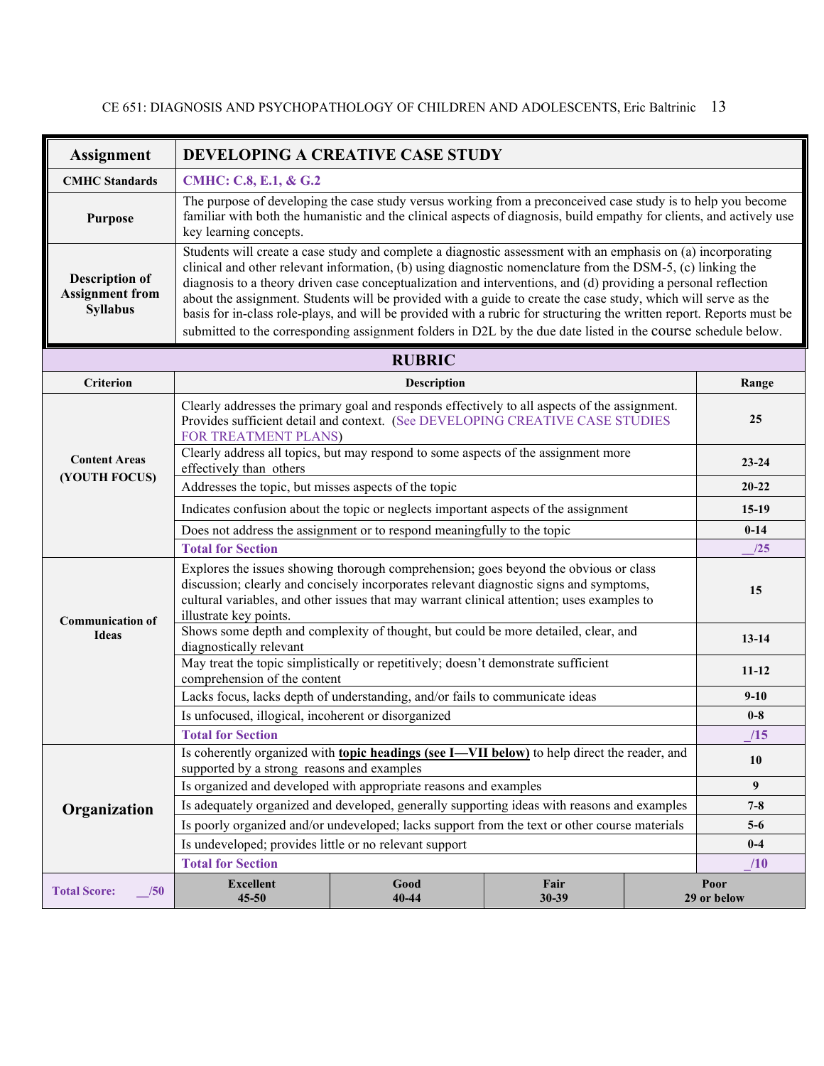| Assignment | DEVELOPING A CREATIVE CASE STUDY |
|---|---|
| CMHC Standards | CMHC: C.8, E.1, & G.2 |
| Purpose | The purpose of developing the case study versus working from a preconceived case study is to help you become familiar with both the humanistic and the clinical aspects of diagnosis, build empathy for clients, and actively use key learning concepts. |
| Description of Assignment from Syllabus | Students will create a case study and complete a diagnostic assessment with an emphasis on (a) incorporating clinical and other relevant information, (b) using diagnostic nomenclature from the DSM-5, (c) linking the diagnosis to a theory driven case conceptualization and interventions, and (d) providing a personal reflection about the assignment. Students will be provided with a guide to create the case study, which will serve as the basis for in-class role-plays, and will be provided with a rubric for structuring the written report. Reports must be submitted to the corresponding assignment folders in D2L by the due date listed in the course schedule below. |

## RUBRIC

| Criterion | Description | Range |
|---|---|---|
| Content Areas (YOUTH FOCUS) | Clearly addresses the primary goal and responds effectively to all aspects of the assignment. Provides sufficient detail and context. (See DEVELOPING CREATIVE CASE STUDIES FOR TREATMENT PLANS) | 25 |
| | Clearly address all topics, but may respond to some aspects of the assignment more effectively than others | 23-24 |
| | Addresses the topic, but misses aspects of the topic | 20-22 |
| | Indicates confusion about the topic or neglects important aspects of the assignment | 15-19 |
| | Does not address the assignment or to respond meaningfully to the topic | 0-14 |
| | **Total for Section** | __/25 |
| Communication of Ideas | Explores the issues showing thorough comprehension; goes beyond the obvious or class discussion; clearly and concisely incorporates relevant diagnostic signs and symptoms, cultural variables, and other issues that may warrant clinical attention; uses examples to illustrate key points. | 15 |
| | Shows some depth and complexity of thought, but could be more detailed, clear, and diagnostically relevant | 13-14 |
| | May treat the topic simplistically or repetitively; doesn't demonstrate sufficient comprehension of the content | 11-12 |
| | Lacks focus, lacks depth of understanding, and/or fails to communicate ideas | 9-10 |
| | Is unfocused, illogical, incoherent or disorganized | 0-8 |
| | **Total for Section** | _/15 |
| Organization | Is coherently organized with **topic headings (see I—VII below)** to help direct the reader, and supported by a strong reasons and examples | 10 |
| | Is organized and developed with appropriate reasons and examples | 9 |
| | Is adequately organized and developed, generally supporting ideas with reasons and examples | 7-8 |
| | Is poorly organized and/or undeveloped; lacks support from the text or other course materials | 5-6 |
| | Is undeveloped; provides little or no relevant support | 0-4 |
| | **Total for Section** | _/10 |

| Total Score: __/50 | Excellent 45-50 | Good 40-44 | Fair 30-39 | Poor 29 or below |
|---|---|---|---|---|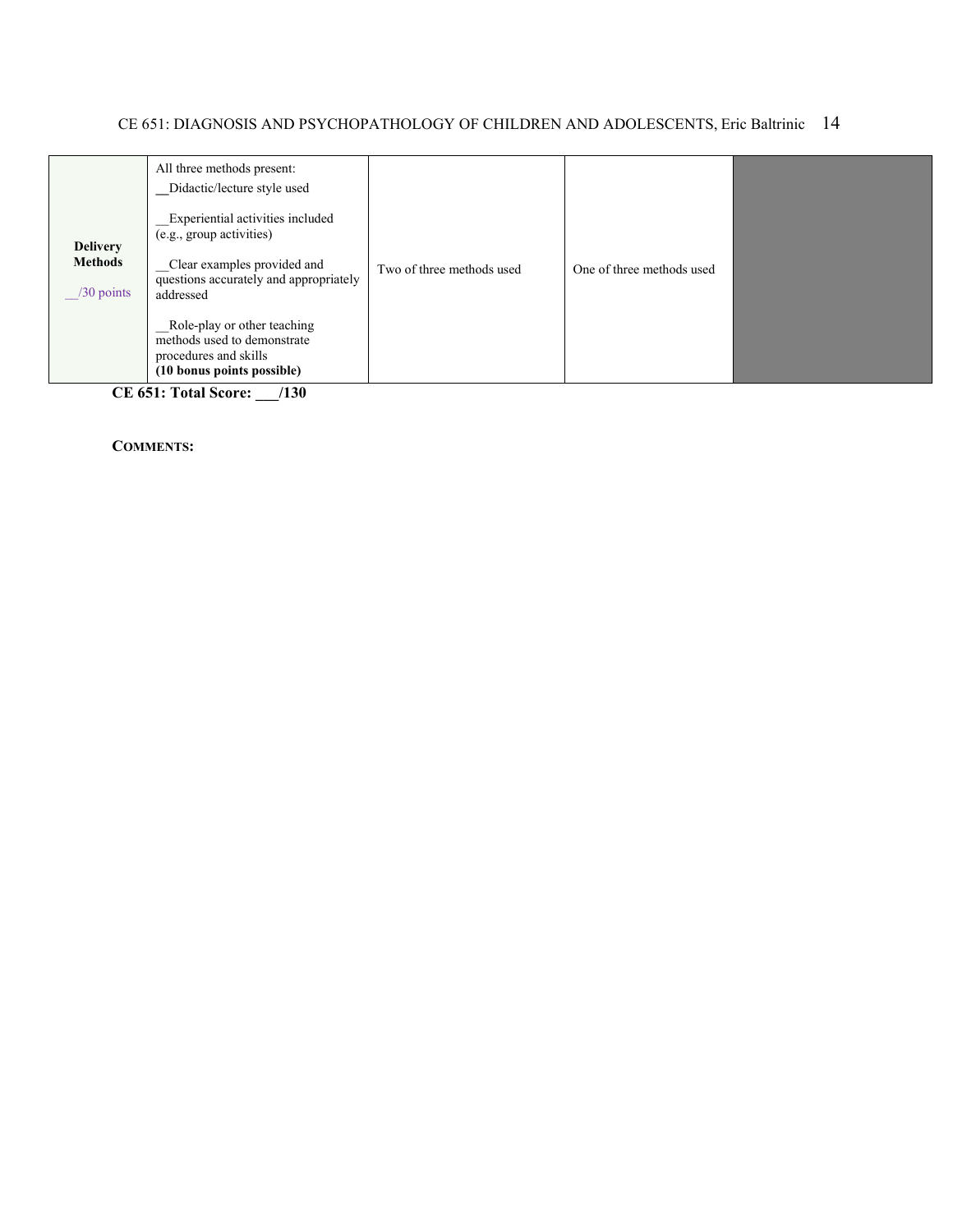| Delivery Methods<br><br>__/30 points | All three methods present:<br>__Didactic/lecture style used<br><br>__Experiential activities included (e.g., group activities)<br><br>__Clear examples provided and questions accurately and appropriately addressed<br><br>__Role-play or other teaching methods used to demonstrate procedures and skills<br>**(10 bonus points possible)** | Two of three methods used | One of three methods used | |
|---|---|---|---|---|

**CE 651: Total Score: ___/130**

**COMMENTS:**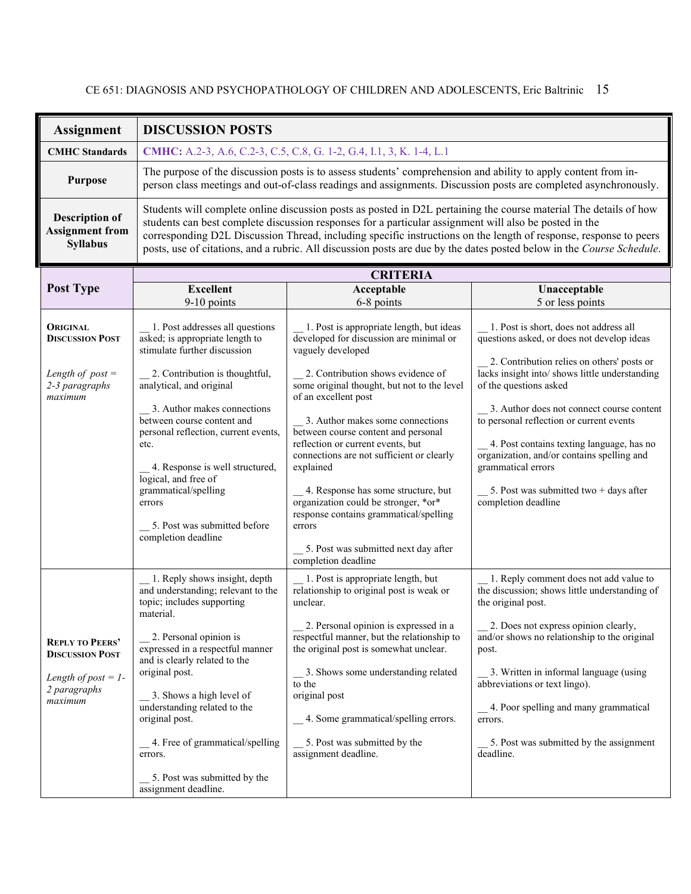| Assignment | DISCUSSION POSTS |
|---|---|
| CMHC Standards | CMHC: A.2-3, A.6, C.2-3, C.5, C.8, G. 1-2, G.4, I.1, 3, K. 1-4, L.1 |
| Purpose | The purpose of the discussion posts is to assess students' comprehension and ability to apply content from in-person class meetings and out-of-class readings and assignments. Discussion posts are completed asynchronously. |
| Description of Assignment from Syllabus | Students will complete online discussion posts as posted in D2L pertaining the course material The details of how students can best complete discussion responses for a particular assignment will also be posted in the corresponding D2L Discussion Thread, including specific instructions on the length of response, response to peers posts, use of citations, and a rubric. All discussion posts are due by the dates posted below in the *Course Schedule*. |

| Post Type | CRITERIA | | |
|---|---|---|---|
| | **Excellent** 9-10 points | **Acceptable** 6-8 points | **Unacceptable** 5 or less points |
| **ORIGINAL DISCUSSION POST** *Length of post = 2-3 paragraphs maximum* | __ 1. Post addresses all questions asked; is appropriate length to stimulate further discussion<br><br>__ 2. Contribution is thoughtful, analytical, and original<br><br>__ 3. Author makes connections between course content and personal reflection, current events, etc.<br><br>__ 4. Response is well structured, logical, and free of grammatical/spelling errors<br><br>__ 5. Post was submitted before completion deadline | __ 1. Post is appropriate length, but ideas developed for discussion are minimal or vaguely developed<br><br>__ 2. Contribution shows evidence of some original thought, but not to the level of an excellent post<br><br>__ 3. Author makes some connections between course content and personal reflection or current events, but connections are not sufficient or clearly explained<br><br>__ 4. Response has some structure, but organization could be stronger, *or* response contains grammatical/spelling errors<br><br>__ 5. Post was submitted next day after completion deadline | __ 1. Post is short, does not address all questions asked, or does not develop ideas<br><br>__ 2. Contribution relies on others' posts or lacks insight into/ shows little understanding of the questions asked<br><br>__ 3. Author does not connect course content to personal reflection or current events<br><br>__ 4. Post contains texting language, has no organization, and/or contains spelling and grammatical errors<br><br>__ 5. Post was submitted two + days after completion deadline |
| **REPLY TO PEERS' DISCUSSION POST** *Length of post = 1-2 paragraphs maximum* | __ 1. Reply shows insight, depth and understanding; relevant to the topic; includes supporting material.<br><br>__ 2. Personal opinion is expressed in a respectful manner and is clearly related to the original post.<br><br>__ 3. Shows a high level of understanding related to the original post.<br><br>__ 4. Free of grammatical/spelling errors.<br><br>__ 5. Post was submitted by the assignment deadline. | __ 1. Post is appropriate length, but relationship to original post is weak or unclear.<br><br>__ 2. Personal opinion is expressed in a respectful manner, but the relationship to the original post is somewhat unclear.<br><br>__ 3. Shows some understanding related to the original post<br><br>__ 4. Some grammatical/spelling errors.<br><br>__ 5. Post was submitted by the assignment deadline. | __ 1. Reply comment does not add value to the discussion; shows little understanding of the original post.<br><br>__ 2. Does not express opinion clearly, and/or shows no relationship to the original post.<br><br>__ 3. Written in informal language (using abbreviations or text lingo).<br><br>__ 4. Poor spelling and many grammatical errors.<br><br>__ 5. Post was submitted by the assignment deadline. |